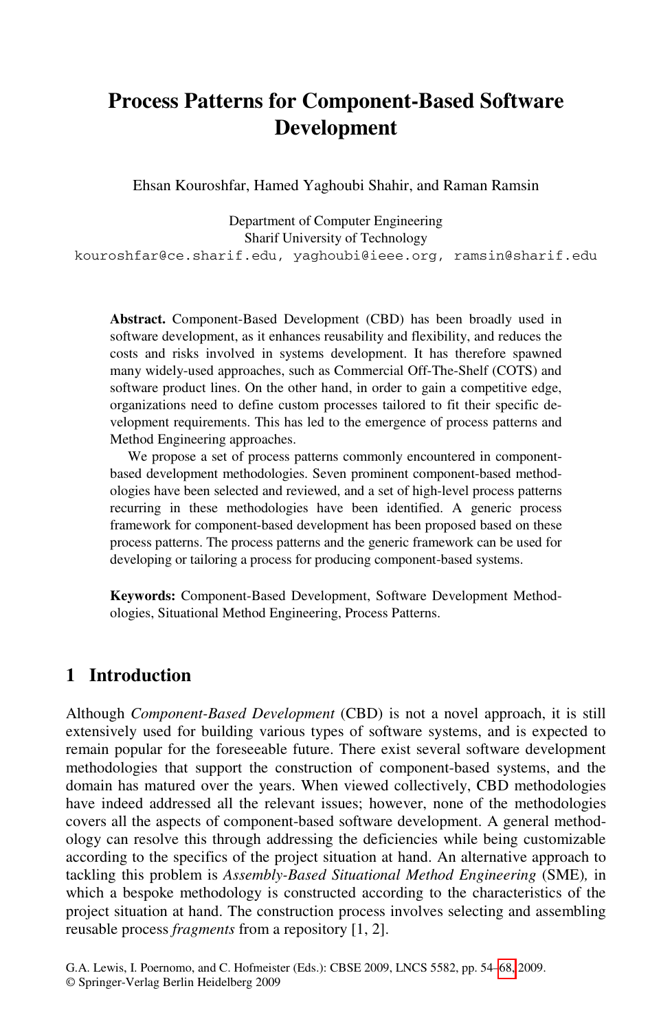# Process Patterns for Component-Based Software Development

Ehsan Kouroshfar, Hamed Yaghoubi Shahir, and Raman Ramsin

Department of Computer Engineering
Sharif University of Technology
kouroshfar@ce.sharif.edu, yaghoubi@ieee.org, ramsin@sharif.edu

**Abstract.** Component-Based Development (CBD) has been broadly used in software development, as it enhances reusability and flexibility, and reduces the costs and risks involved in systems development. It has therefore spawned many widely-used approaches, such as Commercial Off-The-Shelf (COTS) and software product lines. On the other hand, in order to gain a competitive edge, organizations need to define custom processes tailored to fit their specific development requirements. This has led to the emergence of process patterns and Method Engineering approaches.

We propose a set of process patterns commonly encountered in component-based development methodologies. Seven prominent component-based methodologies have been selected and reviewed, and a set of high-level process patterns recurring in these methodologies have been identified. A generic process framework for component-based development has been proposed based on these process patterns. The process patterns and the generic framework can be used for developing or tailoring a process for producing component-based systems.

**Keywords:** Component-Based Development, Software Development Methodologies, Situational Method Engineering, Process Patterns.

## 1 Introduction

Although *Component-Based Development* (CBD) is not a novel approach, it is still extensively used for building various types of software systems, and is expected to remain popular for the foreseeable future. There exist several software development methodologies that support the construction of component-based systems, and the domain has matured over the years. When viewed collectively, CBD methodologies have indeed addressed all the relevant issues; however, none of the methodologies covers all the aspects of component-based software development. A general methodology can resolve this through addressing the deficiencies while being customizable according to the specifics of the project situation at hand. An alternative approach to tackling this problem is *Assembly-Based Situational Method Engineering* (SME), in which a bespoke methodology is constructed according to the characteristics of the project situation at hand. The construction process involves selecting and assembling reusable process *fragments* from a repository [1, 2].

G.A. Lewis, I. Poernomo, and C. Hofmeister (Eds.): CBSE 2009, LNCS 5582, pp. 54–68, 2009.
© Springer-Verlag Berlin Heidelberg 2009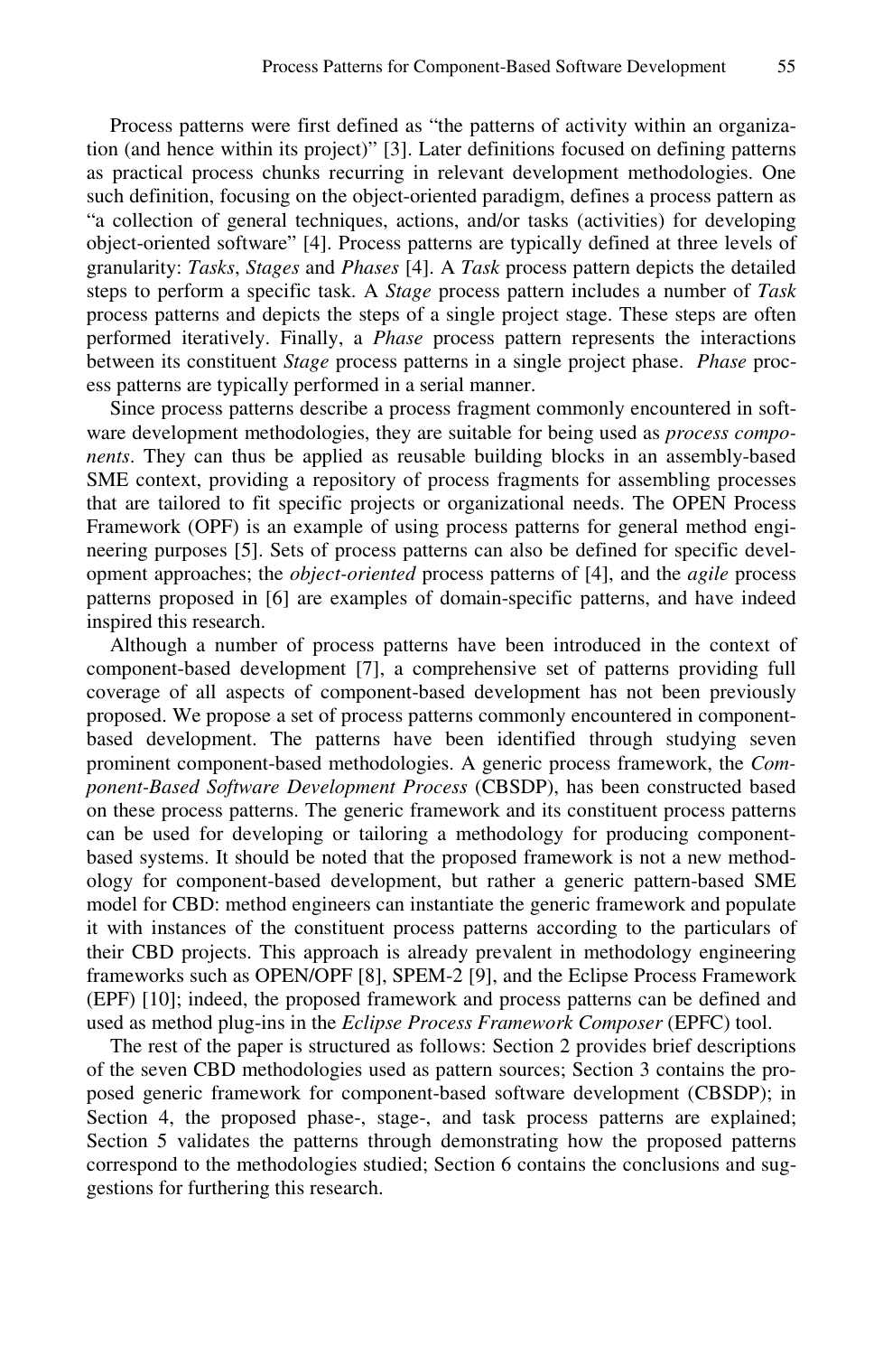Process patterns were first defined as "the patterns of activity within an organization (and hence within its project)" [3]. Later definitions focused on defining patterns as practical process chunks recurring in relevant development methodologies. One such definition, focusing on the object-oriented paradigm, defines a process pattern as "a collection of general techniques, actions, and/or tasks (activities) for developing object-oriented software" [4]. Process patterns are typically defined at three levels of granularity: *Tasks*, *Stages* and *Phases* [4]. A *Task* process pattern depicts the detailed steps to perform a specific task. A *Stage* process pattern includes a number of *Task* process patterns and depicts the steps of a single project stage. These steps are often performed iteratively. Finally, a *Phase* process pattern represents the interactions between its constituent *Stage* process patterns in a single project phase. *Phase* process patterns are typically performed in a serial manner.

Since process patterns describe a process fragment commonly encountered in software development methodologies, they are suitable for being used as *process components*. They can thus be applied as reusable building blocks in an assembly-based SME context, providing a repository of process fragments for assembling processes that are tailored to fit specific projects or organizational needs. The OPEN Process Framework (OPF) is an example of using process patterns for general method engineering purposes [5]. Sets of process patterns can also be defined for specific development approaches; the *object-oriented* process patterns of [4], and the *agile* process patterns proposed in [6] are examples of domain-specific patterns, and have indeed inspired this research.

Although a number of process patterns have been introduced in the context of component-based development [7], a comprehensive set of patterns providing full coverage of all aspects of component-based development has not been previously proposed. We propose a set of process patterns commonly encountered in component-based development. The patterns have been identified through studying seven prominent component-based methodologies. A generic process framework, the *Component-Based Software Development Process* (CBSDP), has been constructed based on these process patterns. The generic framework and its constituent process patterns can be used for developing or tailoring a methodology for producing component-based systems. It should be noted that the proposed framework is not a new methodology for component-based development, but rather a generic pattern-based SME model for CBD: method engineers can instantiate the generic framework and populate it with instances of the constituent process patterns according to the particulars of their CBD projects. This approach is already prevalent in methodology engineering frameworks such as OPEN/OPF [8], SPEM-2 [9], and the Eclipse Process Framework (EPF) [10]; indeed, the proposed framework and process patterns can be defined and used as method plug-ins in the *Eclipse Process Framework Composer* (EPFC) tool.

The rest of the paper is structured as follows: Section 2 provides brief descriptions of the seven CBD methodologies used as pattern sources; Section 3 contains the proposed generic framework for component-based software development (CBSDP); in Section 4, the proposed phase-, stage-, and task process patterns are explained; Section 5 validates the patterns through demonstrating how the proposed patterns correspond to the methodologies studied; Section 6 contains the conclusions and suggestions for furthering this research.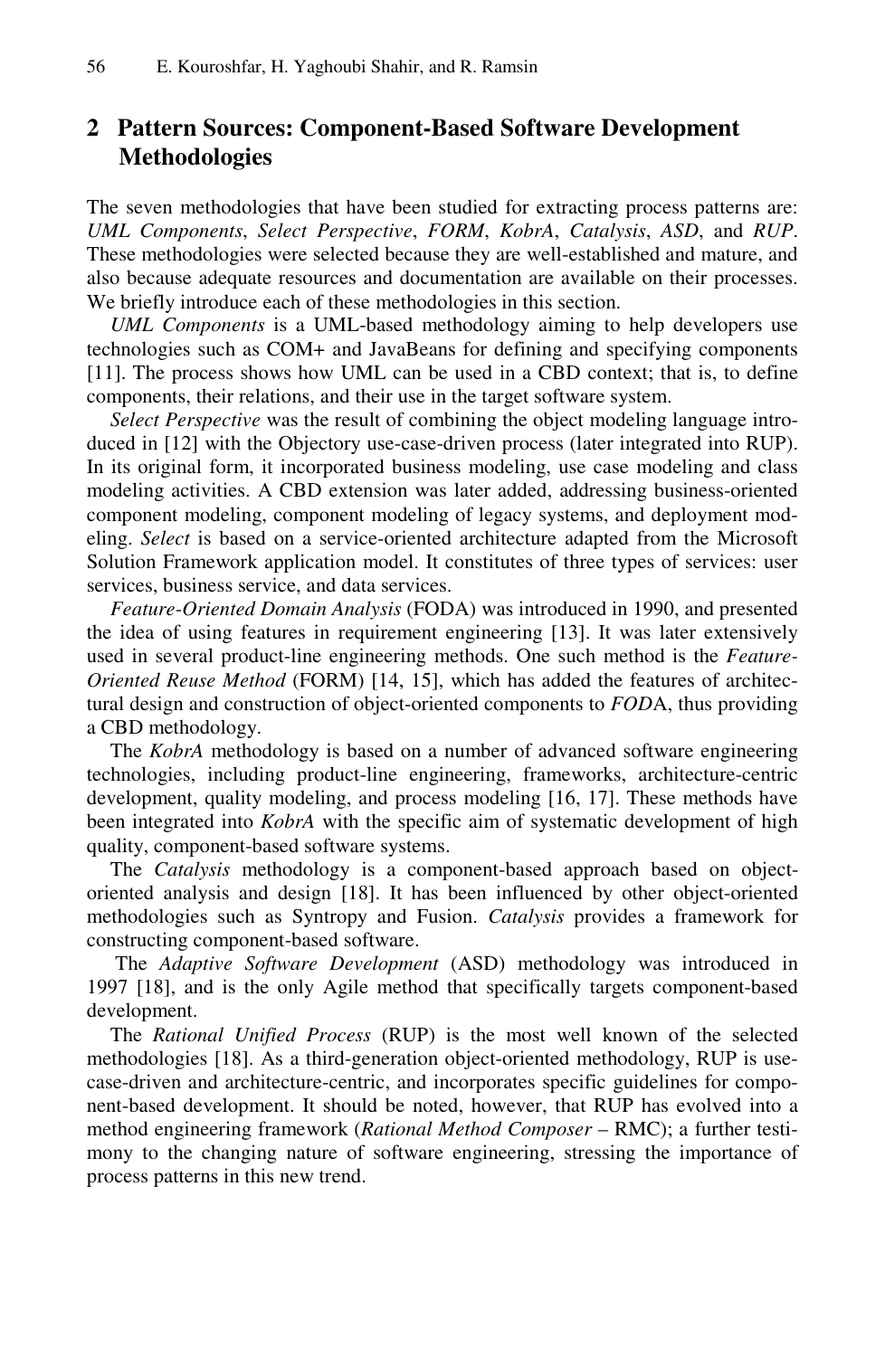## 2 Pattern Sources: Component-Based Software Development Methodologies

The seven methodologies that have been studied for extracting process patterns are: *UML Components*, *Select Perspective*, *FORM*, *KobrA*, *Catalysis*, *ASD*, and *RUP*. These methodologies were selected because they are well-established and mature, and also because adequate resources and documentation are available on their processes. We briefly introduce each of these methodologies in this section.

*UML Components* is a UML-based methodology aiming to help developers use technologies such as COM+ and JavaBeans for defining and specifying components [11]. The process shows how UML can be used in a CBD context; that is, to define components, their relations, and their use in the target software system.

*Select Perspective* was the result of combining the object modeling language introduced in [12] with the Objectory use-case-driven process (later integrated into RUP). In its original form, it incorporated business modeling, use case modeling and class modeling activities. A CBD extension was later added, addressing business-oriented component modeling, component modeling of legacy systems, and deployment modeling. *Select* is based on a service-oriented architecture adapted from the Microsoft Solution Framework application model. It constitutes of three types of services: user services, business service, and data services.

*Feature-Oriented Domain Analysis* (FODA) was introduced in 1990, and presented the idea of using features in requirement engineering [13]. It was later extensively used in several product-line engineering methods. One such method is the *Feature-Oriented Reuse Method* (FORM) [14, 15], which has added the features of architectural design and construction of object-oriented components to *FOD*A, thus providing a CBD methodology.

The *KobrA* methodology is based on a number of advanced software engineering technologies, including product-line engineering, frameworks, architecture-centric development, quality modeling, and process modeling [16, 17]. These methods have been integrated into *KobrA* with the specific aim of systematic development of high quality, component-based software systems.

The *Catalysis* methodology is a component-based approach based on object-oriented analysis and design [18]. It has been influenced by other object-oriented methodologies such as Syntropy and Fusion. *Catalysis* provides a framework for constructing component-based software.

The *Adaptive Software Development* (ASD) methodology was introduced in 1997 [18], and is the only Agile method that specifically targets component-based development.

The *Rational Unified Process* (RUP) is the most well known of the selected methodologies [18]. As a third-generation object-oriented methodology, RUP is use-case-driven and architecture-centric, and incorporates specific guidelines for component-based development. It should be noted, however, that RUP has evolved into a method engineering framework (*Rational Method Composer* – RMC); a further testimony to the changing nature of software engineering, stressing the importance of process patterns in this new trend.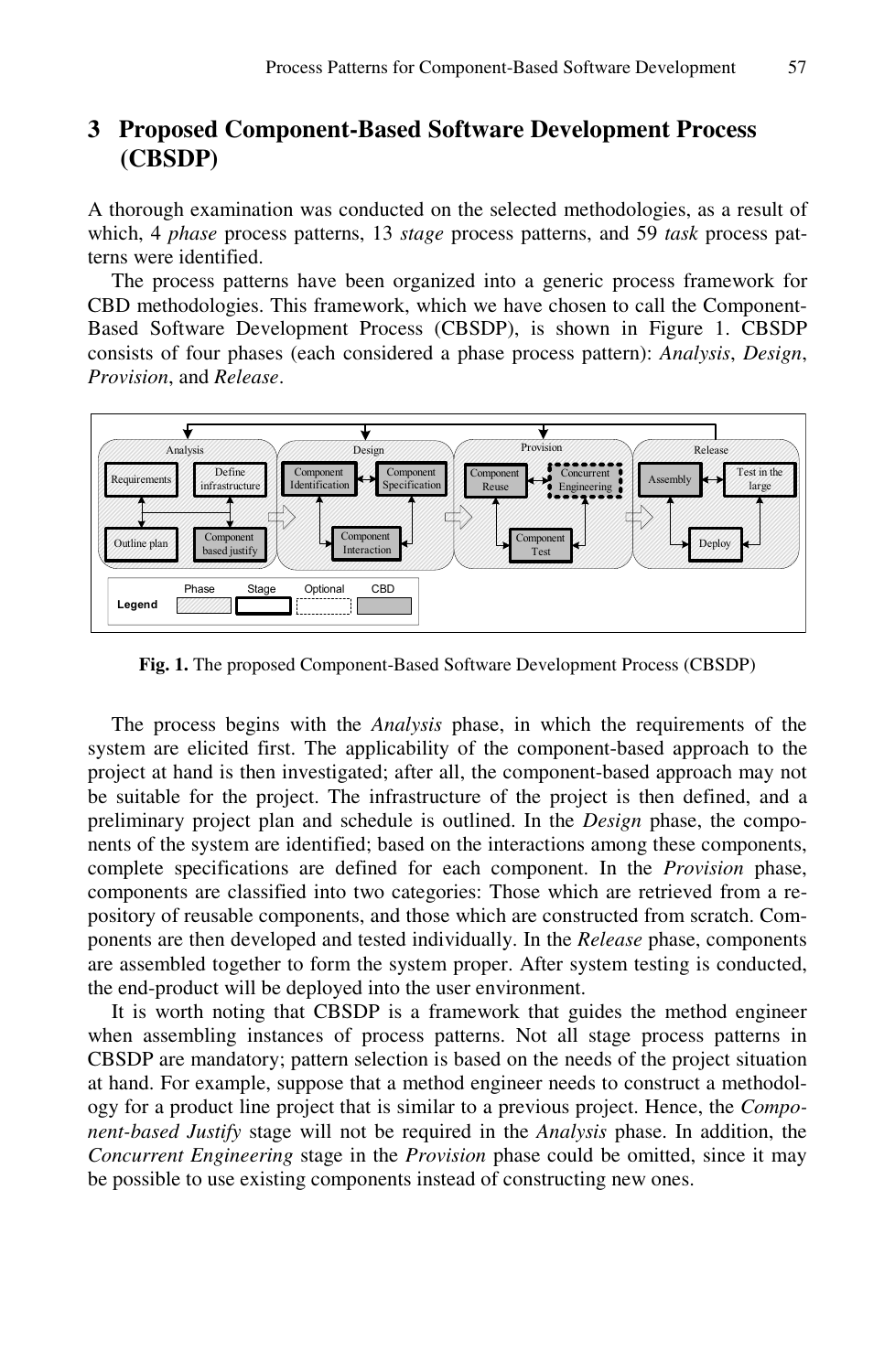## 3 Proposed Component-Based Software Development Process (CBSDP)

A thorough examination was conducted on the selected methodologies, as a result of which, 4 *phase* process patterns, 13 *stage* process patterns, and 59 *task* process patterns were identified.

The process patterns have been organized into a generic process framework for CBD methodologies. This framework, which we have chosen to call the Component-Based Software Development Process (CBSDP), is shown in Figure 1. CBSDP consists of four phases (each considered a phase process pattern): *Analysis*, *Design*, *Provision*, and *Release*.

Analysis
Requirements
Define infrastructure
Outline plan
Component based justify
Design
Component Identification
Component Specification
Component Interaction
Provision
Component Reuse
Concurrent Engineering
Component Test
Release
Assembly
Test in the large
Deploy
Legend
Phase
Stage
Optional
CBD

**Fig. 1.** The proposed Component-Based Software Development Process (CBSDP)

The process begins with the *Analysis* phase, in which the requirements of the system are elicited first. The applicability of the component-based approach to the project at hand is then investigated; after all, the component-based approach may not be suitable for the project. The infrastructure of the project is then defined, and a preliminary project plan and schedule is outlined. In the *Design* phase, the components of the system are identified; based on the interactions among these components, complete specifications are defined for each component. In the *Provision* phase, components are classified into two categories: Those which are retrieved from a repository of reusable components, and those which are constructed from scratch. Components are then developed and tested individually. In the *Release* phase, components are assembled together to form the system proper. After system testing is conducted, the end-product will be deployed into the user environment.

It is worth noting that CBSDP is a framework that guides the method engineer when assembling instances of process patterns. Not all stage process patterns in CBSDP are mandatory; pattern selection is based on the needs of the project situation at hand. For example, suppose that a method engineer needs to construct a methodology for a product line project that is similar to a previous project. Hence, the *Component-based Justify* stage will not be required in the *Analysis* phase. In addition, the *Concurrent Engineering* stage in the *Provision* phase could be omitted, since it may be possible to use existing components instead of constructing new ones.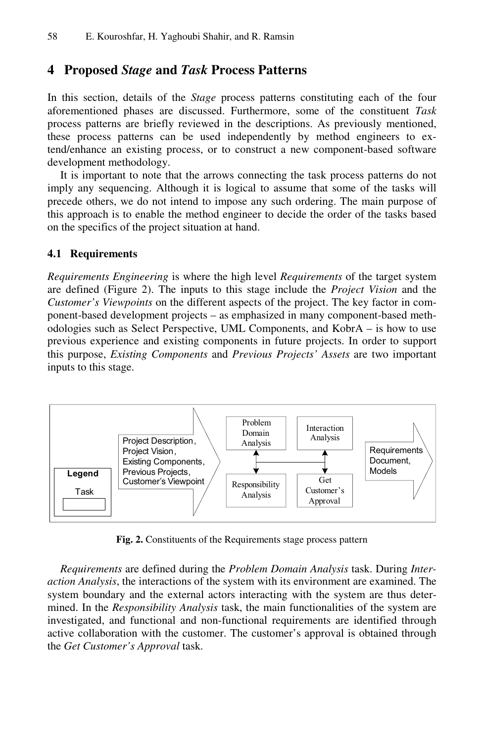## 4 Proposed *Stage* and *Task* Process Patterns

In this section, details of the *Stage* process patterns constituting each of the four aforementioned phases are discussed. Furthermore, some of the constituent *Task* process patterns are briefly reviewed in the descriptions. As previously mentioned, these process patterns can be used independently by method engineers to extend/enhance an existing process, or to construct a new component-based software development methodology.

It is important to note that the arrows connecting the task process patterns do not imply any sequencing. Although it is logical to assume that some of the tasks will precede others, we do not intend to impose any such ordering. The main purpose of this approach is to enable the method engineer to decide the order of the tasks based on the specifics of the project situation at hand.

### 4.1 Requirements

*Requirements Engineering* is where the high level *Requirements* of the target system are defined (Figure 2). The inputs to this stage include the *Project Vision* and the *Customer's Viewpoints* on the different aspects of the project. The key factor in component-based development projects – as emphasized in many component-based methodologies such as Select Perspective, UML Components, and KobrA – is how to use previous experience and existing components in future projects. In order to support this purpose, *Existing Components* and *Previous Projects' Assets* are two important inputs to this stage.

Legend
Task

Project Description,
Project Vision,
Existing Components,
Previous Projects,
Customer's Viewpoint

Problem Domain Analysis
Interaction Analysis
Responsibility Analysis
Get Customer's Approval

Requirements Document,
Models

**Fig. 2.** Constituents of the Requirements stage process pattern

*Requirements* are defined during the *Problem Domain Analysis* task. During *Interaction Analysis*, the interactions of the system with its environment are examined. The system boundary and the external actors interacting with the system are thus determined. In the *Responsibility Analysis* task, the main functionalities of the system are investigated, and functional and non-functional requirements are identified through active collaboration with the customer. The customer's approval is obtained through the *Get Customer's Approval* task.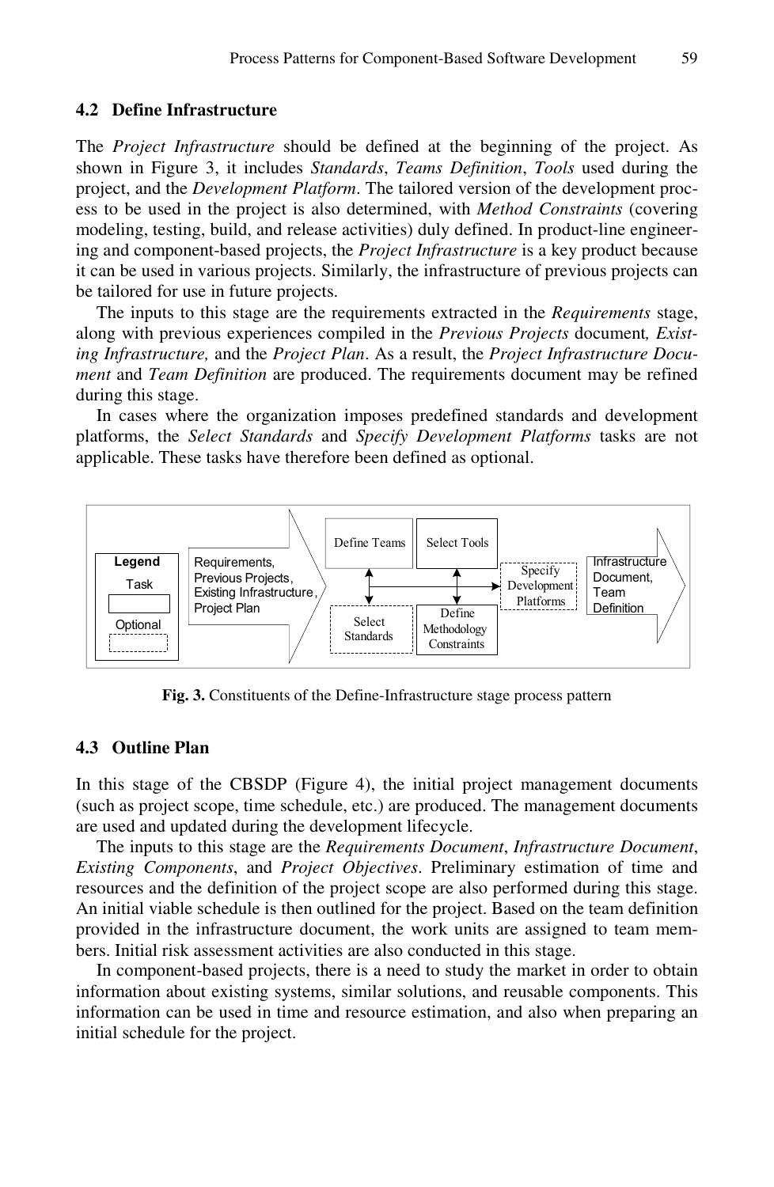### 4.2 Define Infrastructure

The *Project Infrastructure* should be defined at the beginning of the project. As shown in Figure 3, it includes *Standards*, *Teams Definition*, *Tools* used during the project, and the *Development Platform*. The tailored version of the development process to be used in the project is also determined, with *Method Constraints* (covering modeling, testing, build, and release activities) duly defined. In product-line engineering and component-based projects, the *Project Infrastructure* is a key product because it can be used in various projects. Similarly, the infrastructure of previous projects can be tailored for use in future projects.

The inputs to this stage are the requirements extracted in the *Requirements* stage, along with previous experiences compiled in the *Previous Projects* document*, Existing Infrastructure,* and the *Project Plan*. As a result, the *Project Infrastructure Document* and *Team Definition* are produced. The requirements document may be refined during this stage.

In cases where the organization imposes predefined standards and development platforms, the *Select Standards* and *Specify Development Platforms* tasks are not applicable. These tasks have therefore been defined as optional.

Legend: Task / Optional

Requirements, Previous Projects, Existing Infrastructure, Project Plan → Define Teams, Select Tools, Select Standards, Define Methodology Constraints, Specify Development Platforms → Infrastructure Document, Team Definition

**Fig. 3.** Constituents of the Define-Infrastructure stage process pattern

### 4.3 Outline Plan

In this stage of the CBSDP (Figure 4), the initial project management documents (such as project scope, time schedule, etc.) are produced. The management documents are used and updated during the development lifecycle.

The inputs to this stage are the *Requirements Document*, *Infrastructure Document*, *Existing Components*, and *Project Objectives*. Preliminary estimation of time and resources and the definition of the project scope are also performed during this stage. An initial viable schedule is then outlined for the project. Based on the team definition provided in the infrastructure document, the work units are assigned to team members. Initial risk assessment activities are also conducted in this stage.

In component-based projects, there is a need to study the market in order to obtain information about existing systems, similar solutions, and reusable components. This information can be used in time and resource estimation, and also when preparing an initial schedule for the project.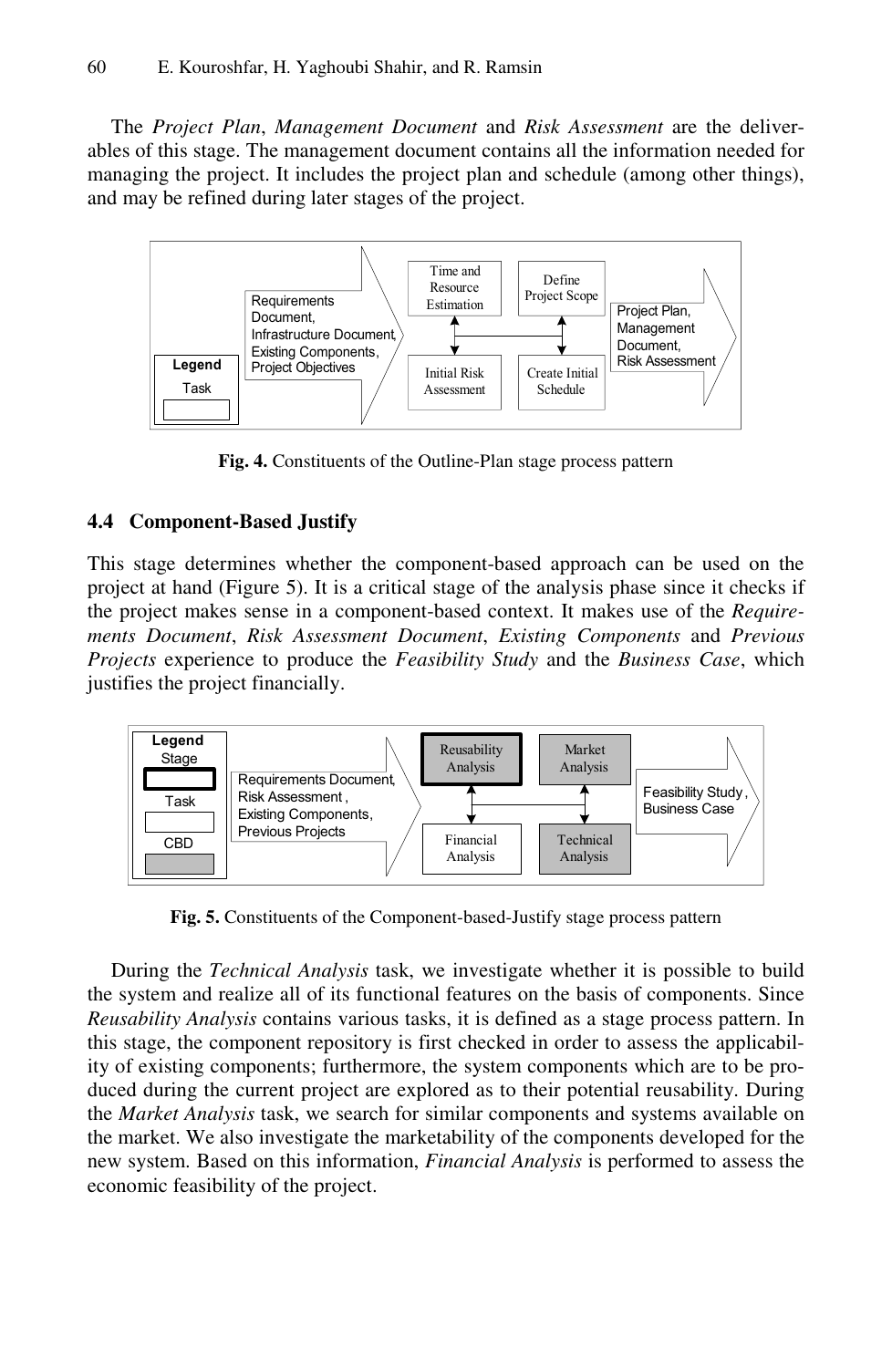The *Project Plan*, *Management Document* and *Risk Assessment* are the deliverables of this stage. The management document contains all the information needed for managing the project. It includes the project plan and schedule (among other things), and may be refined during later stages of the project.

**Fig. 4.** Constituents of the Outline-Plan stage process pattern

### 4.4 Component-Based Justify

This stage determines whether the component-based approach can be used on the project at hand (Figure 5). It is a critical stage of the analysis phase since it checks if the project makes sense in a component-based context. It makes use of the *Requirements Document*, *Risk Assessment Document*, *Existing Components* and *Previous Projects* experience to produce the *Feasibility Study* and the *Business Case*, which justifies the project financially.

**Fig. 5.** Constituents of the Component-based-Justify stage process pattern

During the *Technical Analysis* task, we investigate whether it is possible to build the system and realize all of its functional features on the basis of components. Since *Reusability Analysis* contains various tasks, it is defined as a stage process pattern. In this stage, the component repository is first checked in order to assess the applicability of existing components; furthermore, the system components which are to be produced during the current project are explored as to their potential reusability. During the *Market Analysis* task, we search for similar components and systems available on the market. We also investigate the marketability of the components developed for the new system. Based on this information, *Financial Analysis* is performed to assess the economic feasibility of the project.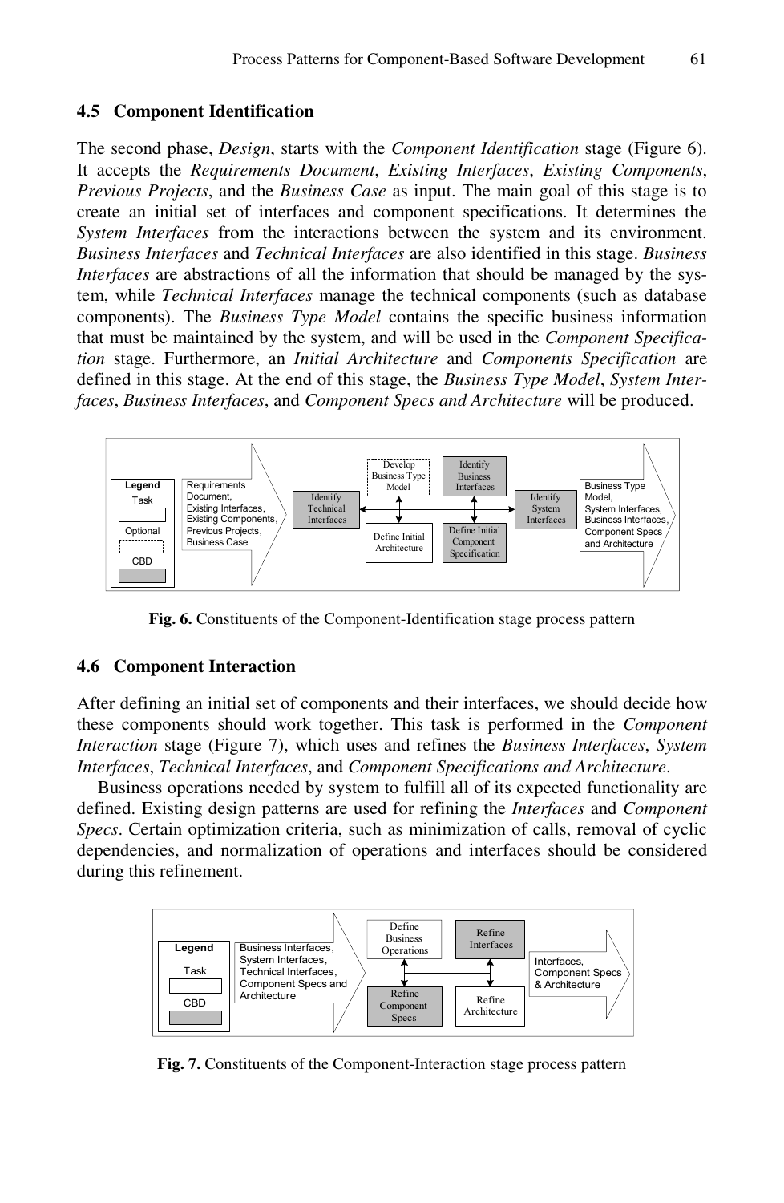### 4.5 Component Identification

The second phase, *Design*, starts with the *Component Identification* stage (Figure 6). It accepts the *Requirements Document*, *Existing Interfaces*, *Existing Components*, *Previous Projects*, and the *Business Case* as input. The main goal of this stage is to create an initial set of interfaces and component specifications. It determines the *System Interfaces* from the interactions between the system and its environment. *Business Interfaces* and *Technical Interfaces* are also identified in this stage. *Business Interfaces* are abstractions of all the information that should be managed by the system, while *Technical Interfaces* manage the technical components (such as database components). The *Business Type Model* contains the specific business information that must be maintained by the system, and will be used in the *Component Specification* stage. Furthermore, an *Initial Architecture* and *Components Specification* are defined in this stage. At the end of this stage, the *Business Type Model*, *System Interfaces*, *Business Interfaces*, and *Component Specs and Architecture* will be produced.

**Fig. 6.** Constituents of the Component-Identification stage process pattern

### 4.6 Component Interaction

After defining an initial set of components and their interfaces, we should decide how these components should work together. This task is performed in the *Component Interaction* stage (Figure 7), which uses and refines the *Business Interfaces*, *System Interfaces*, *Technical Interfaces*, and *Component Specifications and Architecture*.

Business operations needed by system to fulfill all of its expected functionality are defined. Existing design patterns are used for refining the *Interfaces* and *Component Specs*. Certain optimization criteria, such as minimization of calls, removal of cyclic dependencies, and normalization of operations and interfaces should be considered during this refinement.

**Fig. 7.** Constituents of the Component-Interaction stage process pattern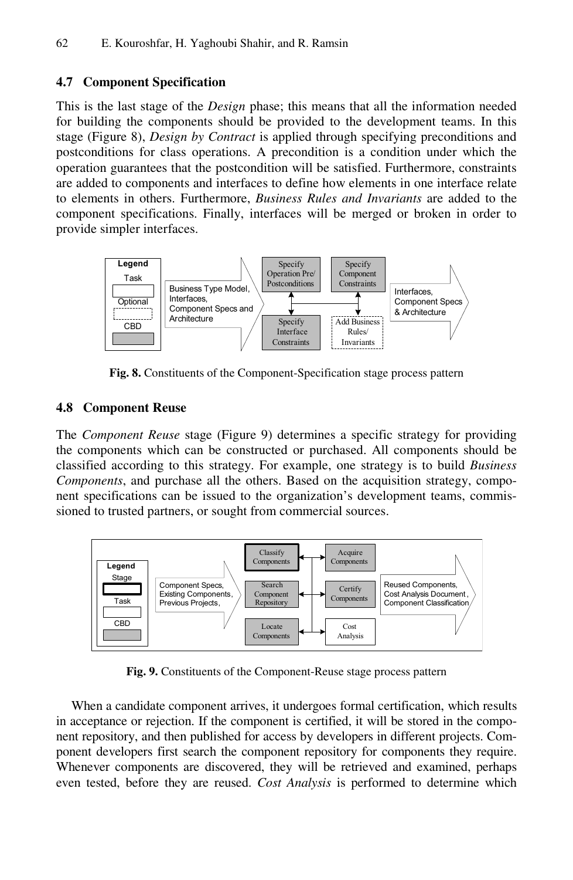### 4.7 Component Specification

This is the last stage of the *Design* phase; this means that all the information needed for building the components should be provided to the development teams. In this stage (Figure 8), *Design by Contract* is applied through specifying preconditions and postconditions for class operations. A precondition is a condition under which the operation guarantees that the postcondition will be satisfied. Furthermore, constraints are added to components and interfaces to define how elements in one interface relate to elements in others. Furthermore, *Business Rules and Invariants* are added to the component specifications. Finally, interfaces will be merged or broken in order to provide simpler interfaces.

**Fig. 8.** Constituents of the Component-Specification stage process pattern

### 4.8 Component Reuse

The *Component Reuse* stage (Figure 9) determines a specific strategy for providing the components which can be constructed or purchased. All components should be classified according to this strategy. For example, one strategy is to build *Business Components*, and purchase all the others. Based on the acquisition strategy, component specifications can be issued to the organization's development teams, commissioned to trusted partners, or sought from commercial sources.

**Fig. 9.** Constituents of the Component-Reuse stage process pattern

When a candidate component arrives, it undergoes formal certification, which results in acceptance or rejection. If the component is certified, it will be stored in the component repository, and then published for access by developers in different projects. Component developers first search the component repository for components they require. Whenever components are discovered, they will be retrieved and examined, perhaps even tested, before they are reused. *Cost Analysis* is performed to determine which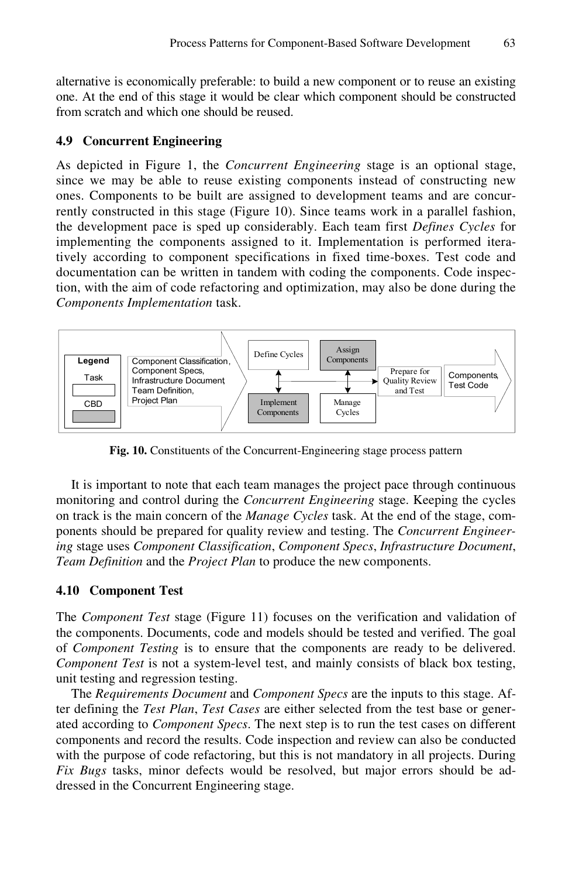alternative is economically preferable: to build a new component or to reuse an existing one. At the end of this stage it would be clear which component should be constructed from scratch and which one should be reused.

### 4.9 Concurrent Engineering

As depicted in Figure 1, the *Concurrent Engineering* stage is an optional stage, since we may be able to reuse existing components instead of constructing new ones. Components to be built are assigned to development teams and are concurrently constructed in this stage (Figure 10). Since teams work in a parallel fashion, the development pace is sped up considerably. Each team first *Defines Cycles* for implementing the components assigned to it. Implementation is performed iteratively according to component specifications in fixed time-boxes. Test code and documentation can be written in tandem with coding the components. Code inspection, with the aim of code refactoring and optimization, may also be done during the *Components Implementation* task.

**Fig. 10.** Constituents of the Concurrent-Engineering stage process pattern

It is important to note that each team manages the project pace through continuous monitoring and control during the *Concurrent Engineering* stage. Keeping the cycles on track is the main concern of the *Manage Cycles* task. At the end of the stage, components should be prepared for quality review and testing. The *Concurrent Engineering* stage uses *Component Classification*, *Component Specs*, *Infrastructure Document*, *Team Definition* and the *Project Plan* to produce the new components.

### 4.10 Component Test

The *Component Test* stage (Figure 11) focuses on the verification and validation of the components. Documents, code and models should be tested and verified. The goal of *Component Testing* is to ensure that the components are ready to be delivered. *Component Test* is not a system-level test, and mainly consists of black box testing, unit testing and regression testing.

The *Requirements Document* and *Component Specs* are the inputs to this stage. After defining the *Test Plan*, *Test Cases* are either selected from the test base or generated according to *Component Specs*. The next step is to run the test cases on different components and record the results. Code inspection and review can also be conducted with the purpose of code refactoring, but this is not mandatory in all projects. During *Fix Bugs* tasks, minor defects would be resolved, but major errors should be addressed in the Concurrent Engineering stage.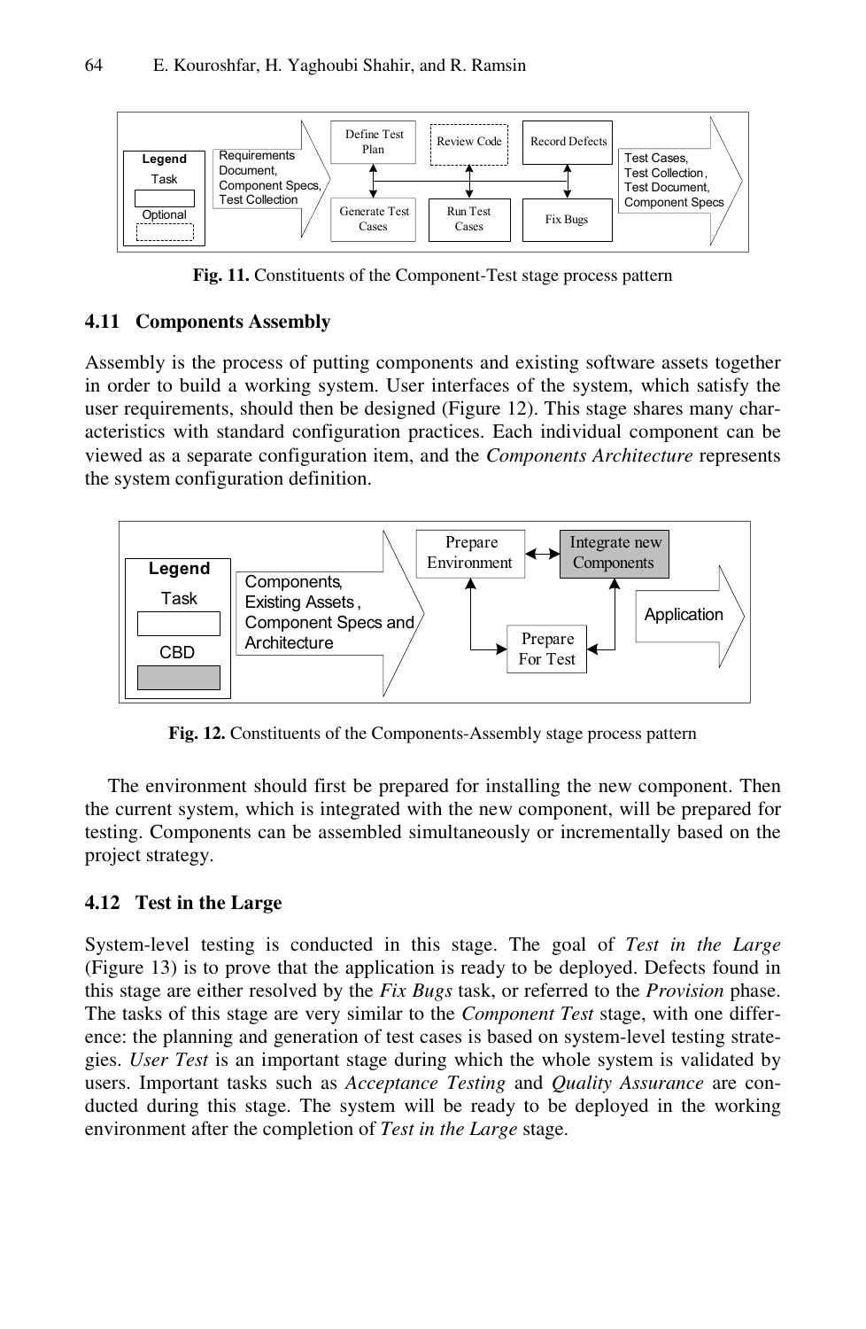Fig. 11. Constituents of the Component-Test stage process pattern

### 4.11 Components Assembly

Assembly is the process of putting components and existing software assets together in order to build a working system. User interfaces of the system, which satisfy the user requirements, should then be designed (Figure 12). This stage shares many characteristics with standard configuration practices. Each individual component can be viewed as a separate configuration item, and the *Components Architecture* represents the system configuration definition.

Fig. 12. Constituents of the Components-Assembly stage process pattern

The environment should first be prepared for installing the new component. Then the current system, which is integrated with the new component, will be prepared for testing. Components can be assembled simultaneously or incrementally based on the project strategy.

### 4.12 Test in the Large

System-level testing is conducted in this stage. The goal of *Test in the Large* (Figure 13) is to prove that the application is ready to be deployed. Defects found in this stage are either resolved by the *Fix Bugs* task, or referred to the *Provision* phase. The tasks of this stage are very similar to the *Component Test* stage, with one difference: the planning and generation of test cases is based on system-level testing strategies. *User Test* is an important stage during which the whole system is validated by users. Important tasks such as *Acceptance Testing* and *Quality Assurance* are conducted during this stage. The system will be ready to be deployed in the working environment after the completion of *Test in the Large* stage.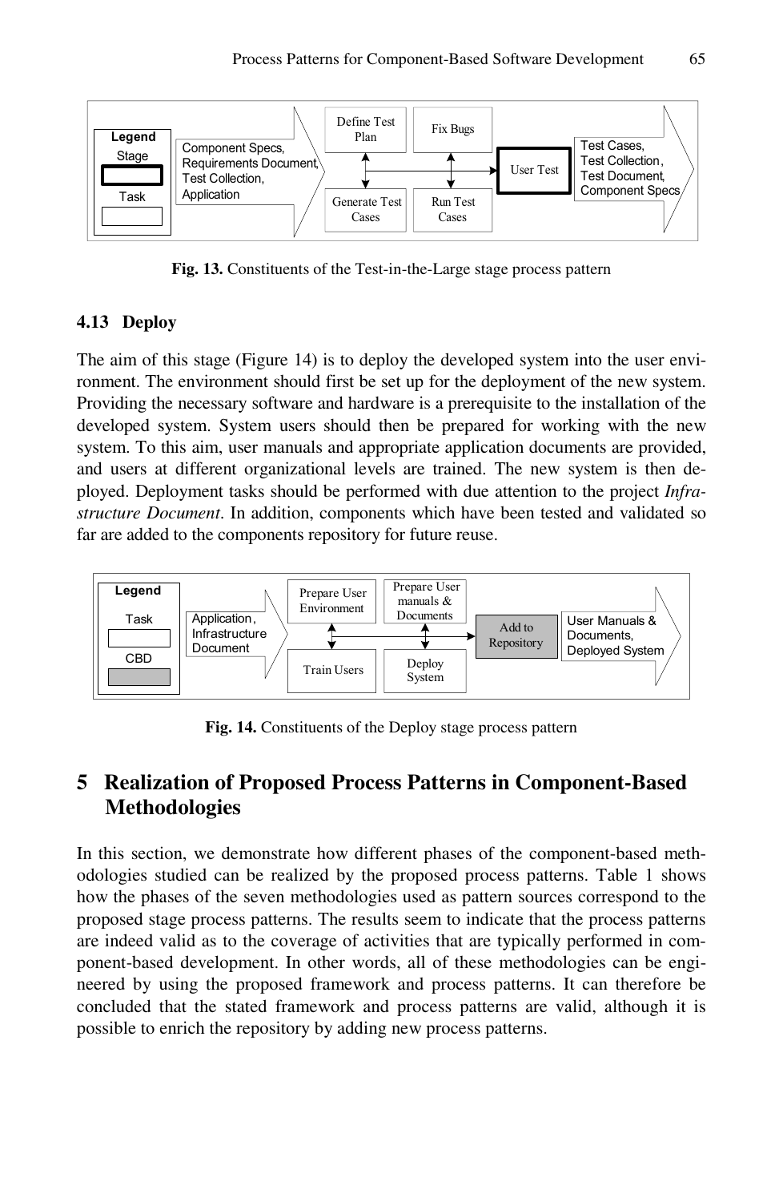Fig. 13. Constituents of the Test-in-the-Large stage process pattern

### 4.13 Deploy

The aim of this stage (Figure 14) is to deploy the developed system into the user environment. The environment should first be set up for the deployment of the new system. Providing the necessary software and hardware is a prerequisite to the installation of the developed system. System users should then be prepared for working with the new system. To this aim, user manuals and appropriate application documents are provided, and users at different organizational levels are trained. The new system is then deployed. Deployment tasks should be performed with due attention to the project *Infrastructure Document*. In addition, components which have been tested and validated so far are added to the components repository for future reuse.

Fig. 14. Constituents of the Deploy stage process pattern

## 5 Realization of Proposed Process Patterns in Component-Based Methodologies

In this section, we demonstrate how different phases of the component-based methodologies studied can be realized by the proposed process patterns. Table 1 shows how the phases of the seven methodologies used as pattern sources correspond to the proposed stage process patterns. The results seem to indicate that the process patterns are indeed valid as to the coverage of activities that are typically performed in component-based development. In other words, all of these methodologies can be engineered by using the proposed framework and process patterns. It can therefore be concluded that the stated framework and process patterns are valid, although it is possible to enrich the repository by adding new process patterns.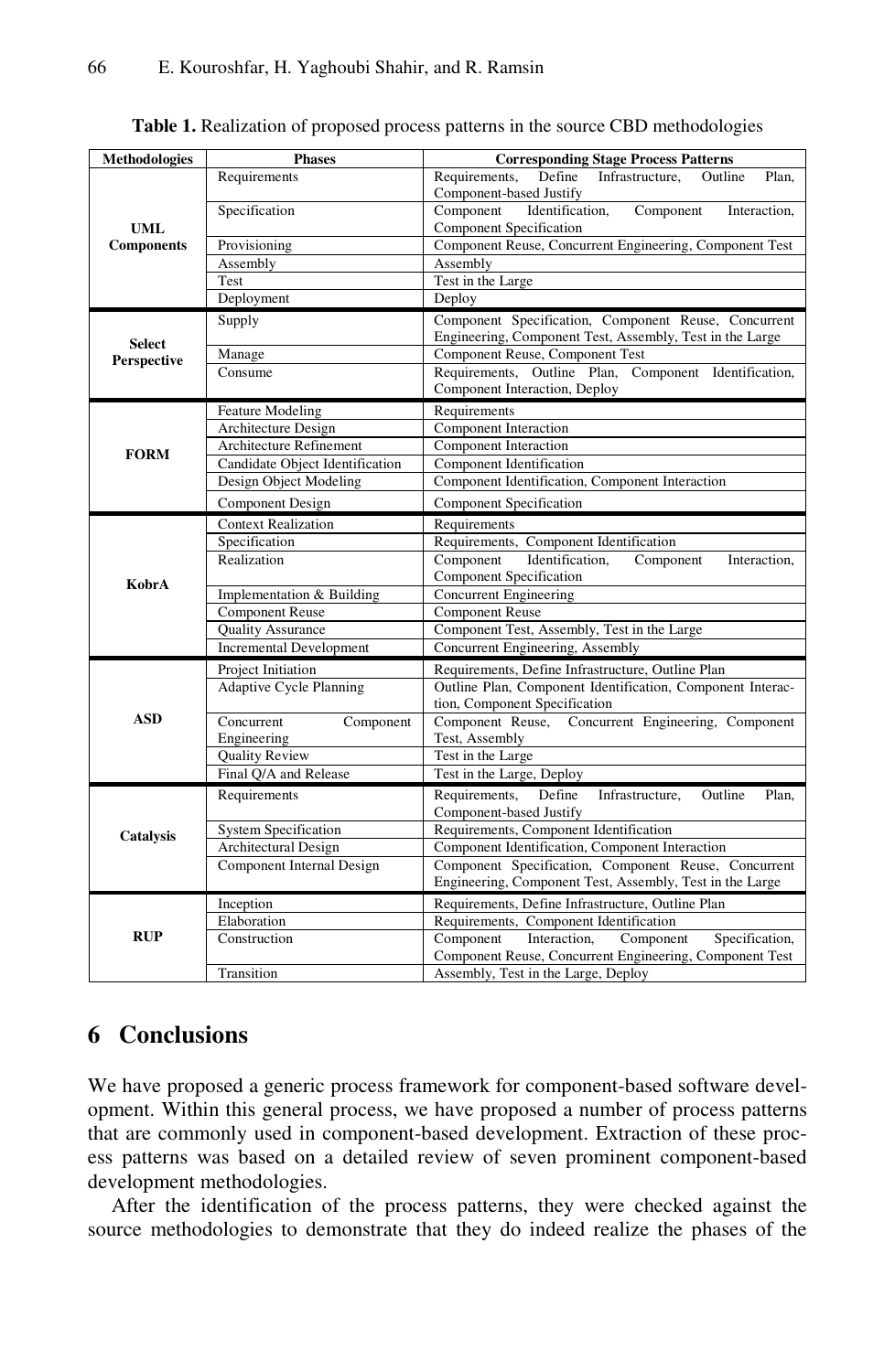**Table 1.** Realization of proposed process patterns in the source CBD methodologies

| Methodologies | Phases | Corresponding Stage Process Patterns |
|---|---|---|
| **UML Components** | Requirements | Requirements, Define Infrastructure, Outline Plan, Component-based Justify |
| | Specification | Component Identification, Component Interaction, Component Specification |
| | Provisioning | Component Reuse, Concurrent Engineering, Component Test |
| | Assembly | Assembly |
| | Test | Test in the Large |
| | Deployment | Deploy |
| **Select Perspective** | Supply | Component Specification, Component Reuse, Concurrent Engineering, Component Test, Assembly, Test in the Large |
| | Manage | Component Reuse, Component Test |
| | Consume | Requirements, Outline Plan, Component Identification, Component Interaction, Deploy |
| **FORM** | Feature Modeling | Requirements |
| | Architecture Design | Component Interaction |
| | Architecture Refinement | Component Interaction |
| | Candidate Object Identification | Component Identification |
| | Design Object Modeling | Component Identification, Component Interaction |
| | Component Design | Component Specification |
| **KobrA** | Context Realization | Requirements |
| | Specification | Requirements, Component Identification |
| | Realization | Component Identification, Component Interaction, Component Specification |
| | Implementation & Building | Concurrent Engineering |
| | Component Reuse | Component Reuse |
| | Quality Assurance | Component Test, Assembly, Test in the Large |
| | Incremental Development | Concurrent Engineering, Assembly |
| **ASD** | Project Initiation | Requirements, Define Infrastructure, Outline Plan |
| | Adaptive Cycle Planning | Outline Plan, Component Identification, Component Interaction, Component Specification |
| | Concurrent Component Engineering | Component Reuse, Concurrent Engineering, Component Test, Assembly |
| | Quality Review | Test in the Large |
| | Final Q/A and Release | Test in the Large, Deploy |
| **Catalysis** | Requirements | Requirements, Define Infrastructure, Outline Plan, Component-based Justify |
| | System Specification | Requirements, Component Identification |
| | Architectural Design | Component Identification, Component Interaction |
| | Component Internal Design | Component Specification, Component Reuse, Concurrent Engineering, Component Test, Assembly, Test in the Large |
| **RUP** | Inception | Requirements, Define Infrastructure, Outline Plan |
| | Elaboration | Requirements, Component Identification |
| | Construction | Component Interaction, Component Specification, Component Reuse, Concurrent Engineering, Component Test |
| | Transition | Assembly, Test in the Large, Deploy |

## 6 Conclusions

We have proposed a generic process framework for component-based software development. Within this general process, we have proposed a number of process patterns that are commonly used in component-based development. Extraction of these process patterns was based on a detailed review of seven prominent component-based development methodologies.

After the identification of the process patterns, they were checked against the source methodologies to demonstrate that they do indeed realize the phases of the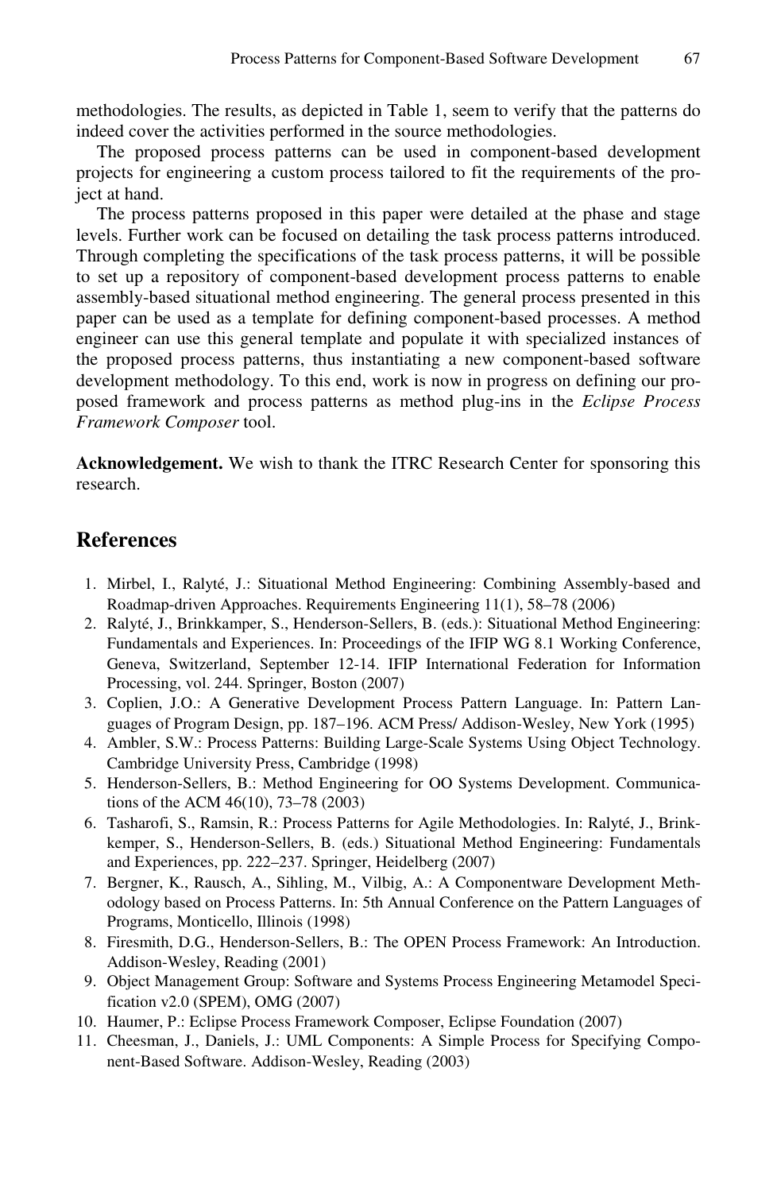methodologies. The results, as depicted in Table 1, seem to verify that the patterns do indeed cover the activities performed in the source methodologies.

The proposed process patterns can be used in component-based development projects for engineering a custom process tailored to fit the requirements of the project at hand.

The process patterns proposed in this paper were detailed at the phase and stage levels. Further work can be focused on detailing the task process patterns introduced. Through completing the specifications of the task process patterns, it will be possible to set up a repository of component-based development process patterns to enable assembly-based situational method engineering. The general process presented in this paper can be used as a template for defining component-based processes. A method engineer can use this general template and populate it with specialized instances of the proposed process patterns, thus instantiating a new component-based software development methodology. To this end, work is now in progress on defining our proposed framework and process patterns as method plug-ins in the *Eclipse Process Framework Composer* tool.

**Acknowledgement.** We wish to thank the ITRC Research Center for sponsoring this research.

## References

1. Mirbel, I., Ralyté, J.: Situational Method Engineering: Combining Assembly-based and Roadmap-driven Approaches. Requirements Engineering 11(1), 58–78 (2006)
2. Ralyté, J., Brinkkamper, S., Henderson-Sellers, B. (eds.): Situational Method Engineering: Fundamentals and Experiences. In: Proceedings of the IFIP WG 8.1 Working Conference, Geneva, Switzerland, September 12-14. IFIP International Federation for Information Processing, vol. 244. Springer, Boston (2007)
3. Coplien, J.O.: A Generative Development Process Pattern Language. In: Pattern Languages of Program Design, pp. 187–196. ACM Press/ Addison-Wesley, New York (1995)
4. Ambler, S.W.: Process Patterns: Building Large-Scale Systems Using Object Technology. Cambridge University Press, Cambridge (1998)
5. Henderson-Sellers, B.: Method Engineering for OO Systems Development. Communications of the ACM 46(10), 73–78 (2003)
6. Tasharofi, S., Ramsin, R.: Process Patterns for Agile Methodologies. In: Ralyté, J., Brinkkemper, S., Henderson-Sellers, B. (eds.) Situational Method Engineering: Fundamentals and Experiences, pp. 222–237. Springer, Heidelberg (2007)
7. Bergner, K., Rausch, A., Sihling, M., Vilbig, A.: A Componentware Development Methodology based on Process Patterns. In: 5th Annual Conference on the Pattern Languages of Programs, Monticello, Illinois (1998)
8. Firesmith, D.G., Henderson-Sellers, B.: The OPEN Process Framework: An Introduction. Addison-Wesley, Reading (2001)
9. Object Management Group: Software and Systems Process Engineering Metamodel Specification v2.0 (SPEM), OMG (2007)
10. Haumer, P.: Eclipse Process Framework Composer, Eclipse Foundation (2007)
11. Cheesman, J., Daniels, J.: UML Components: A Simple Process for Specifying Component-Based Software. Addison-Wesley, Reading (2003)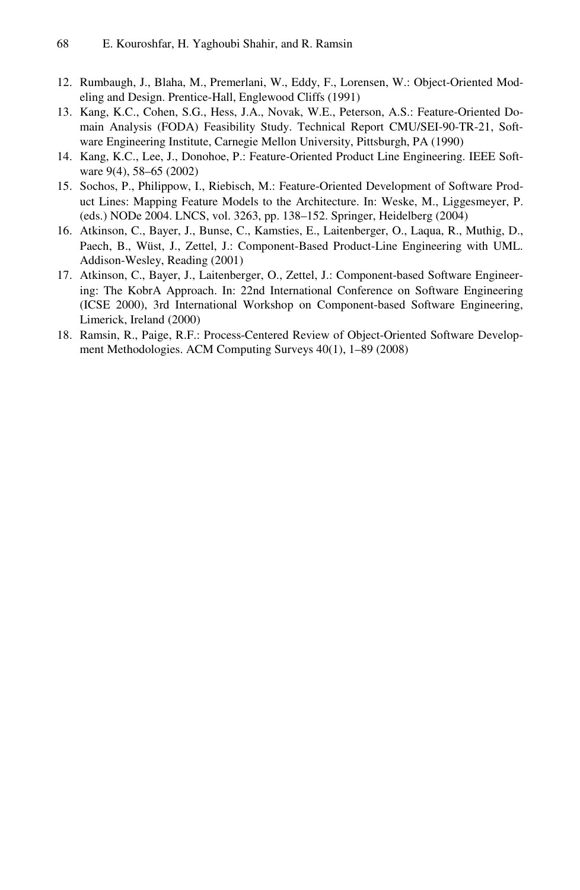12. Rumbaugh, J., Blaha, M., Premerlani, W., Eddy, F., Lorensen, W.: Object-Oriented Modeling and Design. Prentice-Hall, Englewood Cliffs (1991)
13. Kang, K.C., Cohen, S.G., Hess, J.A., Novak, W.E., Peterson, A.S.: Feature-Oriented Domain Analysis (FODA) Feasibility Study. Technical Report CMU/SEI-90-TR-21, Software Engineering Institute, Carnegie Mellon University, Pittsburgh, PA (1990)
14. Kang, K.C., Lee, J., Donohoe, P.: Feature-Oriented Product Line Engineering. IEEE Software 9(4), 58–65 (2002)
15. Sochos, P., Philippow, I., Riebisch, M.: Feature-Oriented Development of Software Product Lines: Mapping Feature Models to the Architecture. In: Weske, M., Liggesmeyer, P. (eds.) NODe 2004. LNCS, vol. 3263, pp. 138–152. Springer, Heidelberg (2004)
16. Atkinson, C., Bayer, J., Bunse, C., Kamsties, E., Laitenberger, O., Laqua, R., Muthig, D., Paech, B., Wüst, J., Zettel, J.: Component-Based Product-Line Engineering with UML. Addison-Wesley, Reading (2001)
17. Atkinson, C., Bayer, J., Laitenberger, O., Zettel, J.: Component-based Software Engineering: The KobrA Approach. In: 22nd International Conference on Software Engineering (ICSE 2000), 3rd International Workshop on Component-based Software Engineering, Limerick, Ireland (2000)
18. Ramsin, R., Paige, R.F.: Process-Centered Review of Object-Oriented Software Development Methodologies. ACM Computing Surveys 40(1), 1–89 (2008)